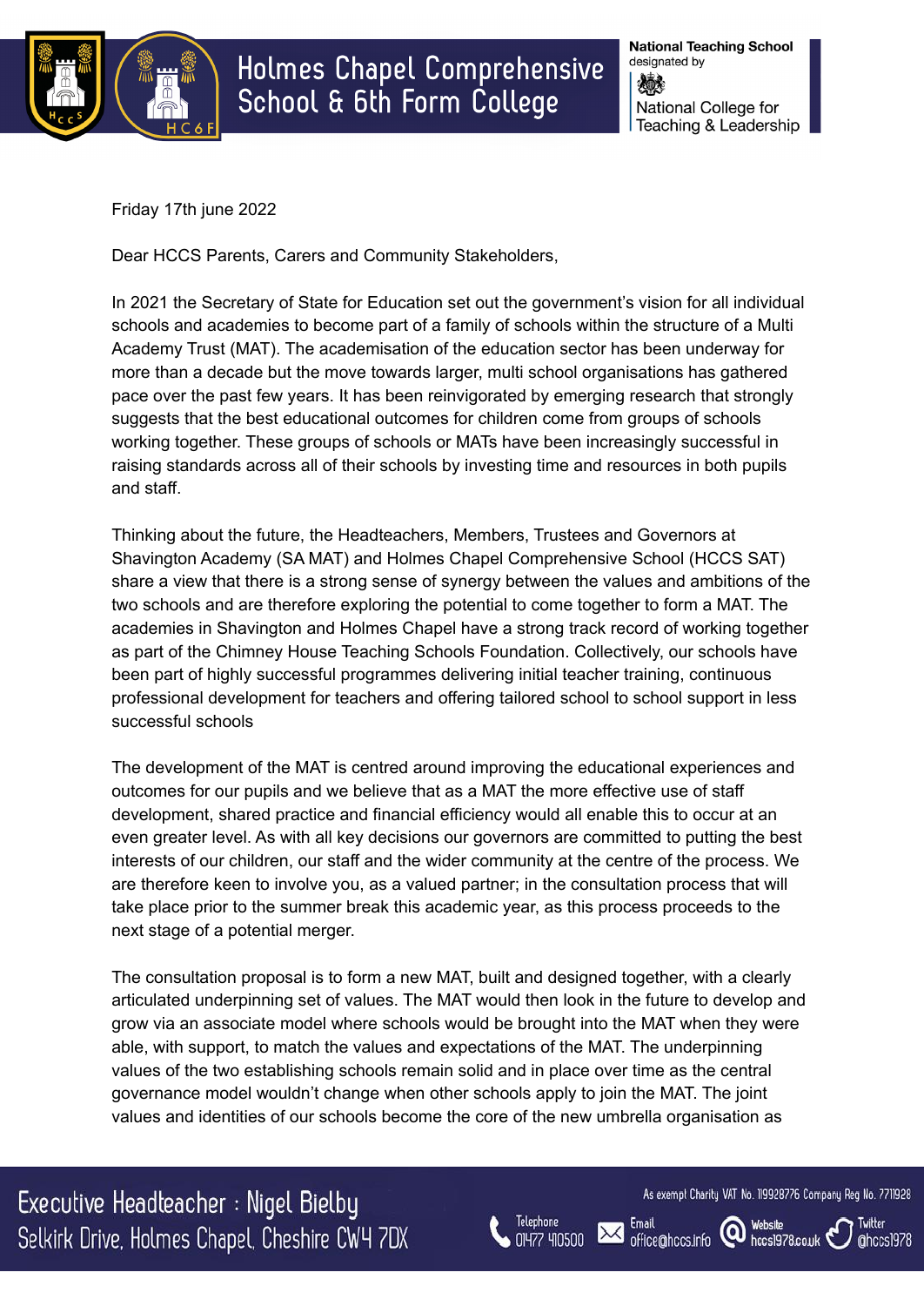Friday 17th june 2022

Dear HCCS Parents, Carers and Community Stakeholders,

In 2021 the Secretary of State for Education set out the government's vision for all individual schools and academies to become part of a family of schools within the structure of a Multi Academy Trust (MAT). The academisation of the education sector has been underway for more than a decade but the move towards larger, multi school organisations has gathered pace over the past few years. It has been reinvigorated by emerging research that strongly suggests that the best educational outcomes for children come from groups of schools working together. These groups of schools or MATs have been increasingly successful in raising standards across all of their schools by investing time and resources in both pupils and staff.

Thinking about the future, the Headteachers, Members, Trustees and Governors at Shavington Academy (SA MAT) and Holmes Chapel Comprehensive School (HCCS SAT) share a view that there is a strong sense of synergy between the values and ambitions of the two schools and are therefore exploring the potential to come together to form a MAT. The academies in Shavington and Holmes Chapel have a strong track record of working together as part of the Chimney House Teaching Schools Foundation. Collectively, our schools have been part of highly successful programmes delivering initial teacher training, continuous professional development for teachers and offering tailored school to school support in less successful schools

The development of the MAT is centred around improving the educational experiences and outcomes for our pupils and we believe that as a MAT the more effective use of staff development, shared practice and financial efficiency would all enable this to occur at an even greater level. As with all key decisions our governors are committed to putting the best interests of our children, our staff and the wider community at the centre of the process. We are therefore keen to involve you, as a valued partner; in the consultation process that will take place prior to the summer break this academic year, as this process proceeds to the next stage of a potential merger.

The consultation proposal is to form a new MAT, built and designed together, with a clearly articulated underpinning set of values. The MAT would then look in the future to develop and grow via an associate model where schools would be brought into the MAT when they were able, with support, to match the values and expectations of the MAT. The underpinning values of the two establishing schools remain solid and in place over time as the central governance model wouldn't change when other schools apply to join the MAT. The joint values and identities of our schools become the core of the new umbrella organisation as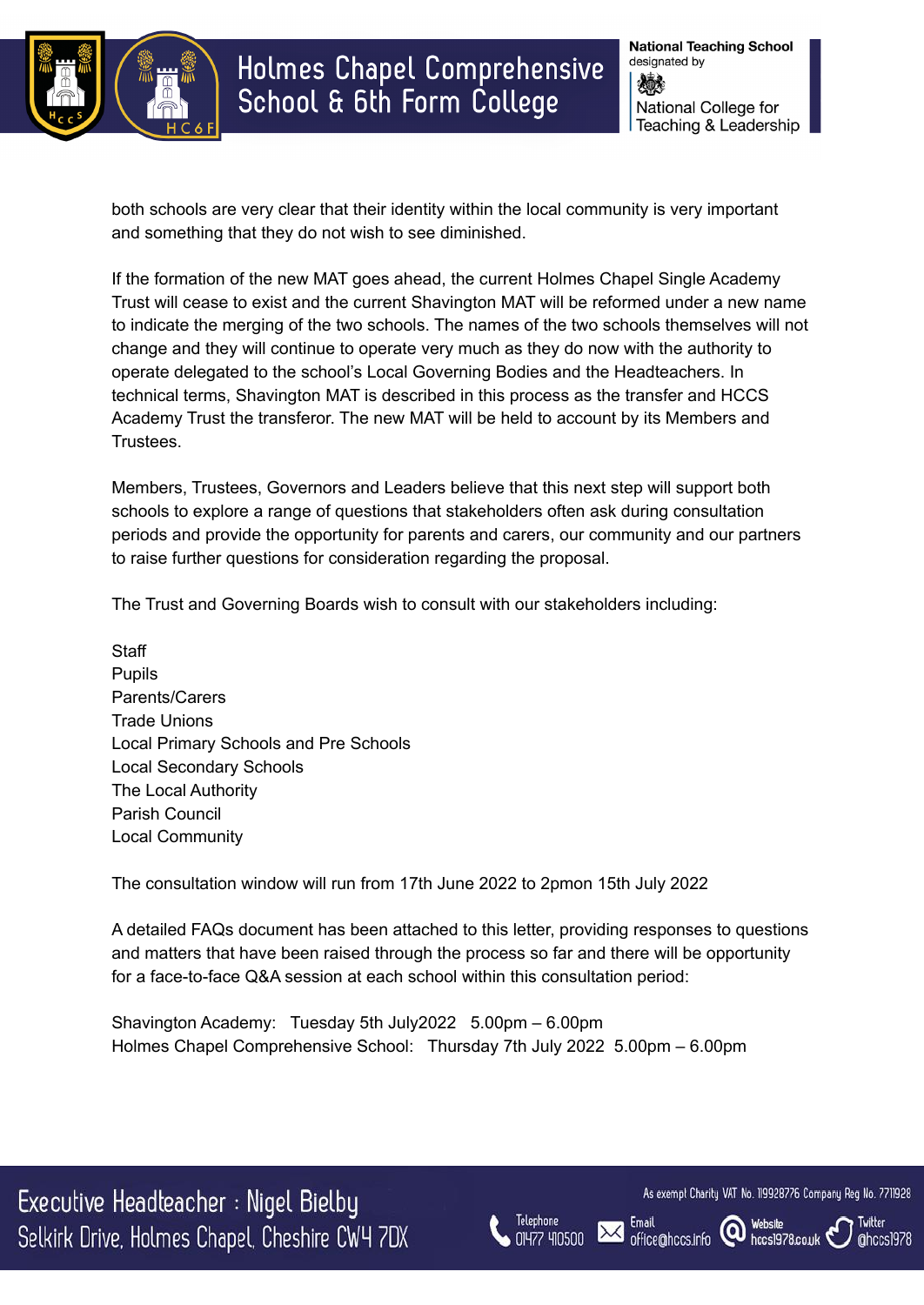both schools are very clear that their identity within the local community is very important and something that they do not wish to see diminished.

If the formation of the new MAT goes ahead, the current Holmes Chapel Single Academy Trust will cease to exist and the current Shavington MAT will be reformed under a new name to indicate the merging of the two schools. The names of the two schools themselves will not change and they will continue to operate very much as they do now with the authority to operate delegated to the school's Local Governing Bodies and the Headteachers. In technical terms, Shavington MAT is described in this process as the transfer and HCCS Academy Trust the transferor. The new MAT will be held to account by its Members and Trustees.

Members, Trustees, Governors and Leaders believe that this next step will support both schools to explore a range of questions that stakeholders often ask during consultation periods and provide the opportunity for parents and carers, our community and our partners to raise further questions for consideration regarding the proposal.

The Trust and Governing Boards wish to consult with our stakeholders including:

Staff
Pupils
Parents/Carers
Trade Unions
Local Primary Schools and Pre Schools
Local Secondary Schools
The Local Authority
Parish Council
Local Community

The consultation window will run from 17th June 2022 to 2pmon 15th July 2022

A detailed FAQs document has been attached to this letter, providing responses to questions and matters that have been raised through the process so far and there will be opportunity for a face-to-face Q&A session at each school within this consultation period:

Shavington Academy: Tuesday 5th July2022 5.00pm – 6.00pm
Holmes Chapel Comprehensive School: Thursday 7th July 2022 5.00pm – 6.00pm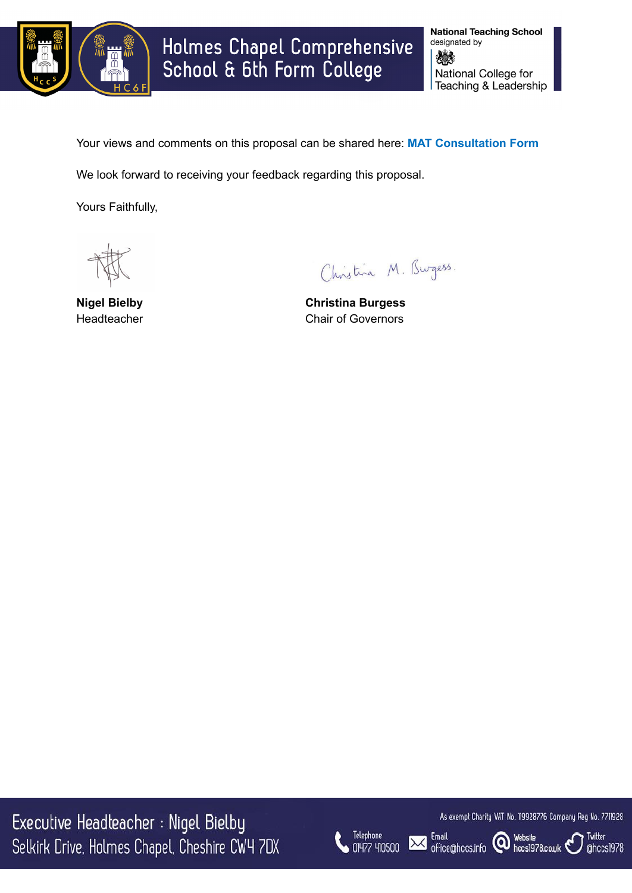Your views and comments on this proposal can be shared here: **MAT Consultation Form**

We look forward to receiving your feedback regarding this proposal.

Yours Faithfully,

**Nigel Bielby**
Headteacher

**Christina Burgess**
Chair of Governors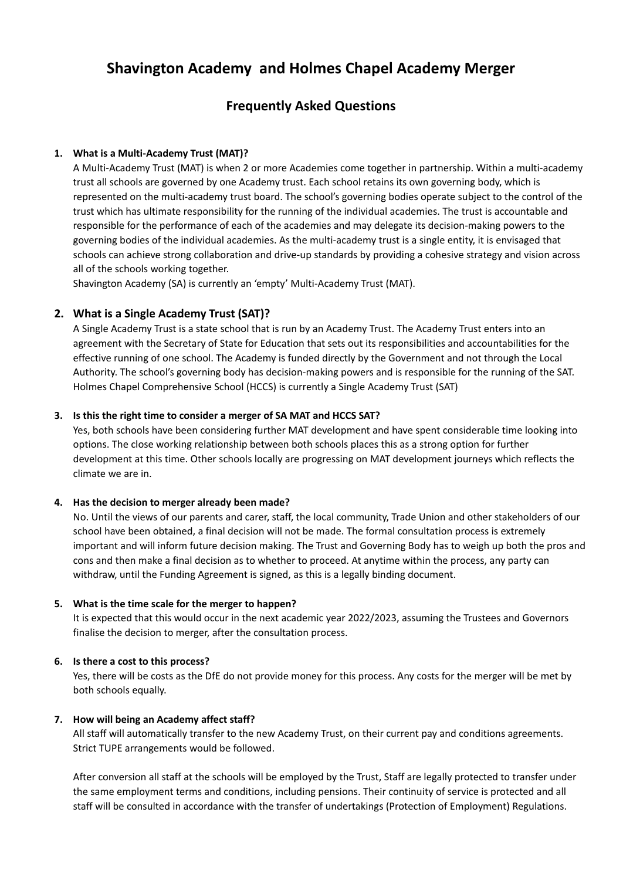# Shavington Academy  and Holmes Chapel Academy Merger

## Frequently Asked Questions

1. **What is a Multi-Academy Trust (MAT)?**

   A Multi-Academy Trust (MAT) is when 2 or more Academies come together in partnership. Within a multi-academy trust all schools are governed by one Academy trust. Each school retains its own governing body, which is represented on the multi-academy trust board. The school's governing bodies operate subject to the control of the trust which has ultimate responsibility for the running of the individual academies. The trust is accountable and responsible for the performance of each of the academies and may delegate its decision-making powers to the governing bodies of the individual academies. As the multi-academy trust is a single entity, it is envisaged that schools can achieve strong collaboration and drive-up standards by providing a cohesive strategy and vision across all of the schools working together.

   Shavington Academy (SA) is currently an 'empty' Multi-Academy Trust (MAT).

2. **What is a Single Academy Trust (SAT)?**

   A Single Academy Trust is a state school that is run by an Academy Trust. The Academy Trust enters into an agreement with the Secretary of State for Education that sets out its responsibilities and accountabilities for the effective running of one school. The Academy is funded directly by the Government and not through the Local Authority. The school's governing body has decision-making powers and is responsible for the running of the SAT. Holmes Chapel Comprehensive School (HCCS) is currently a Single Academy Trust (SAT)

3. **Is this the right time to consider a merger of SA MAT and HCCS SAT?**

   Yes, both schools have been considering further MAT development and have spent considerable time looking into options. The close working relationship between both schools places this as a strong option for further development at this time. Other schools locally are progressing on MAT development journeys which reflects the climate we are in.

4. **Has the decision to merger already been made?**

   No. Until the views of our parents and carer, staff, the local community, Trade Union and other stakeholders of our school have been obtained, a final decision will not be made. The formal consultation process is extremely important and will inform future decision making. The Trust and Governing Body has to weigh up both the pros and cons and then make a final decision as to whether to proceed. At anytime within the process, any party can withdraw, until the Funding Agreement is signed, as this is a legally binding document.

5. **What is the time scale for the merger to happen?**

   It is expected that this would occur in the next academic year 2022/2023, assuming the Trustees and Governors finalise the decision to merger, after the consultation process.

6. **Is there a cost to this process?**

   Yes, there will be costs as the DfE do not provide money for this process. Any costs for the merger will be met by both schools equally.

7. **How will being an Academy affect staff?**

   All staff will automatically transfer to the new Academy Trust, on their current pay and conditions agreements. Strict TUPE arrangements would be followed.

   After conversion all staff at the schools will be employed by the Trust, Staff are legally protected to transfer under the same employment terms and conditions, including pensions. Their continuity of service is protected and all staff will be consulted in accordance with the transfer of undertakings (Protection of Employment) Regulations.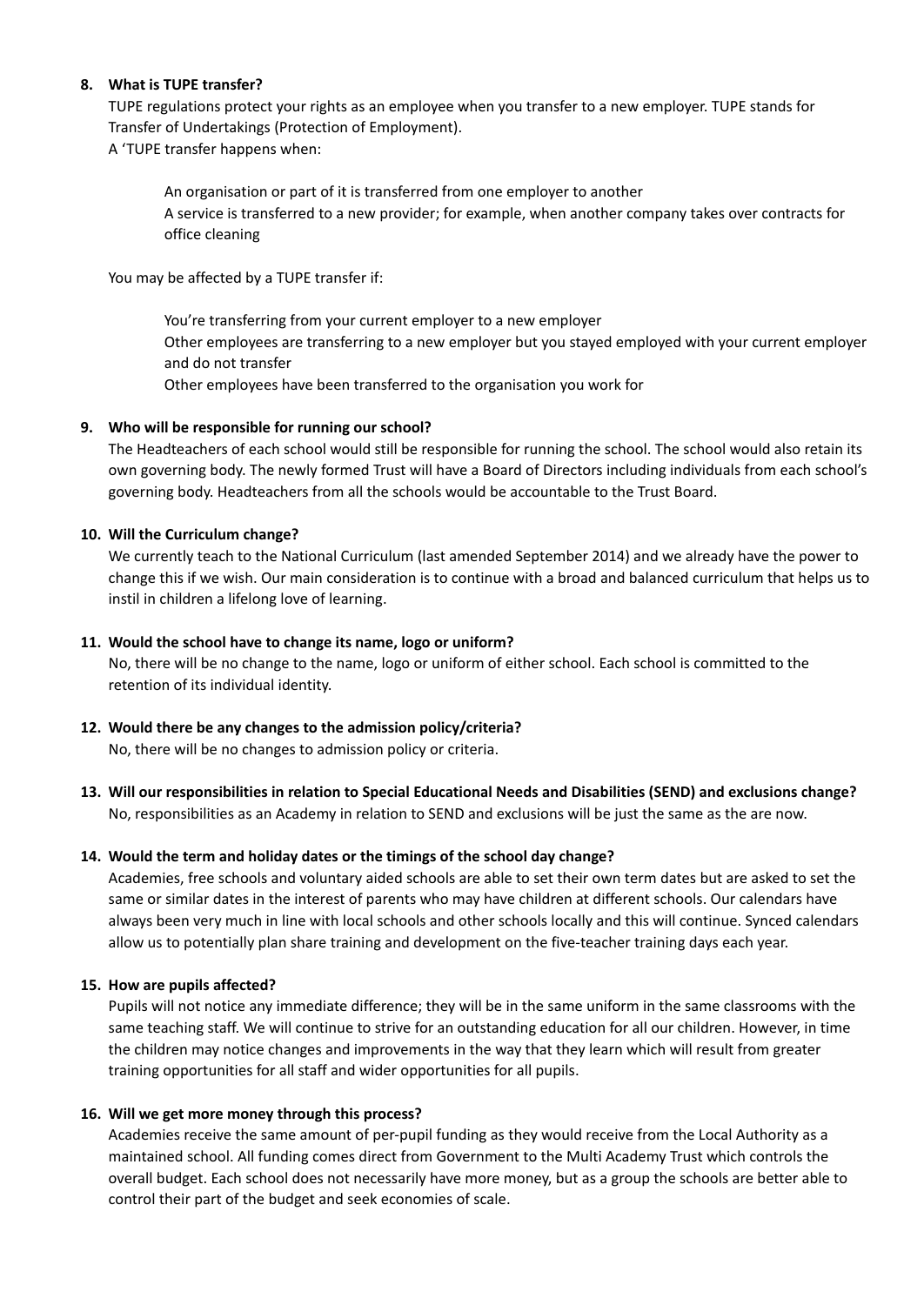**8. What is TUPE transfer?**

TUPE regulations protect your rights as an employee when you transfer to a new employer. TUPE stands for Transfer of Undertakings (Protection of Employment).

A 'TUPE transfer happens when:

> An organisation or part of it is transferred from one employer to another
> A service is transferred to a new provider; for example, when another company takes over contracts for office cleaning

You may be affected by a TUPE transfer if:

> You're transferring from your current employer to a new employer
> Other employees are transferring to a new employer but you stayed employed with your current employer and do not transfer
> Other employees have been transferred to the organisation you work for

**9. Who will be responsible for running our school?**

The Headteachers of each school would still be responsible for running the school. The school would also retain its own governing body. The newly formed Trust will have a Board of Directors including individuals from each school's governing body. Headteachers from all the schools would be accountable to the Trust Board.

**10. Will the Curriculum change?**

We currently teach to the National Curriculum (last amended September 2014) and we already have the power to change this if we wish. Our main consideration is to continue with a broad and balanced curriculum that helps us to instil in children a lifelong love of learning.

**11. Would the school have to change its name, logo or uniform?**

No, there will be no change to the name, logo or uniform of either school. Each school is committed to the retention of its individual identity.

**12. Would there be any changes to the admission policy/criteria?**

No, there will be no changes to admission policy or criteria.

**13. Will our responsibilities in relation to Special Educational Needs and Disabilities (SEND) and exclusions change?**

No, responsibilities as an Academy in relation to SEND and exclusions will be just the same as the are now.

**14. Would the term and holiday dates or the timings of the school day change?**

Academies, free schools and voluntary aided schools are able to set their own term dates but are asked to set the same or similar dates in the interest of parents who may have children at different schools. Our calendars have always been very much in line with local schools and other schools locally and this will continue. Synced calendars allow us to potentially plan share training and development on the five-teacher training days each year.

**15. How are pupils affected?**

Pupils will not notice any immediate difference; they will be in the same uniform in the same classrooms with the same teaching staff. We will continue to strive for an outstanding education for all our children. However, in time the children may notice changes and improvements in the way that they learn which will result from greater training opportunities for all staff and wider opportunities for all pupils.

**16. Will we get more money through this process?**

Academies receive the same amount of per-pupil funding as they would receive from the Local Authority as a maintained school. All funding comes direct from Government to the Multi Academy Trust which controls the overall budget. Each school does not necessarily have more money, but as a group the schools are better able to control their part of the budget and seek economies of scale.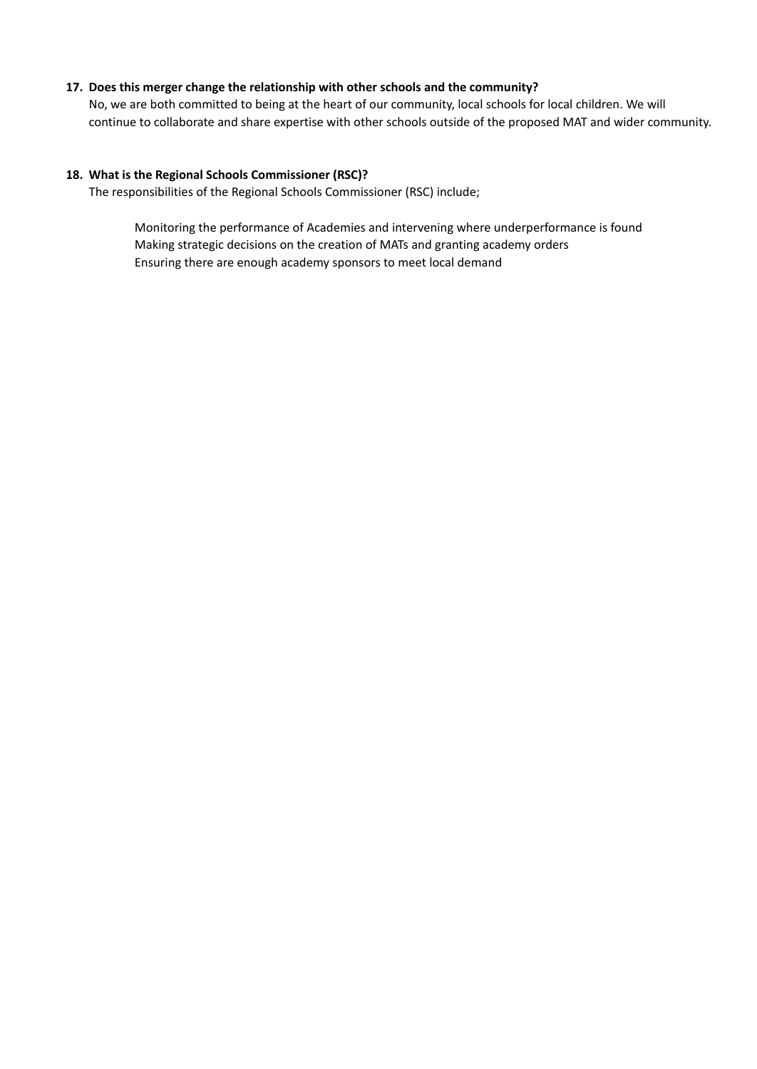**17. Does this merger change the relationship with other schools and the community?**

No, we are both committed to being at the heart of our community, local schools for local children. We will continue to collaborate and share expertise with other schools outside of the proposed MAT and wider community.

**18. What is the Regional Schools Commissioner (RSC)?**

The responsibilities of the Regional Schools Commissioner (RSC) include;

- Monitoring the performance of Academies and intervening where underperformance is found
- Making strategic decisions on the creation of MATs and granting academy orders
- Ensuring there are enough academy sponsors to meet local demand